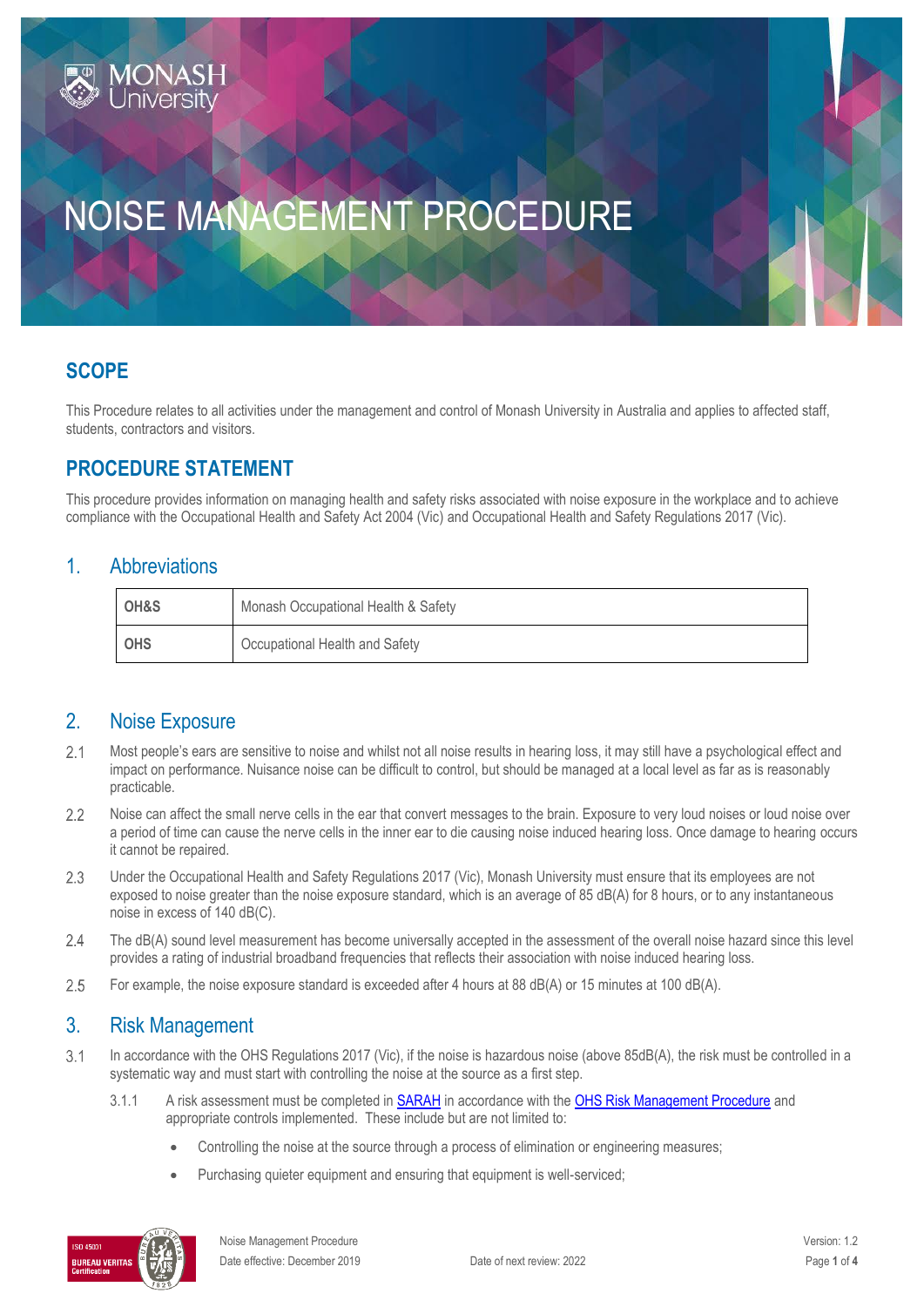# NOISE MANAGEMENT PROCEDURE

## SCOPE

This Procedure relates to all activities under the management and control of Monash University in Australia and applies to affected staff, students, contractors and visitors.

## PROCEDURE STATEMENT

This procedure provides information on managing health and safety risks associated with noise exposure in the workplace and to achieve compliance with the Occupational Health and Safety Act 2004 (Vic) and Occupational Health and Safety Regulations 2017 (Vic).

## 1. Abbreviations

| OH&S | Monash Occupational Health & Safety |
|---|---|
| **OHS** | Occupational Health and Safety |

## 2. Noise Exposure

2.1 Most people's ears are sensitive to noise and whilst not all noise results in hearing loss, it may still have a psychological effect and impact on performance. Nuisance noise can be difficult to control, but should be managed at a local level as far as is reasonably practicable.

2.2 Noise can affect the small nerve cells in the ear that convert messages to the brain. Exposure to very loud noises or loud noise over a period of time can cause the nerve cells in the inner ear to die causing noise induced hearing loss. Once damage to hearing occurs it cannot be repaired.

2.3 Under the Occupational Health and Safety Regulations 2017 (Vic), Monash University must ensure that its employees are not exposed to noise greater than the noise exposure standard, which is an average of 85 dB(A) for 8 hours, or to any instantaneous noise in excess of 140 dB(C).

2.4 The dB(A) sound level measurement has become universally accepted in the assessment of the overall noise hazard since this level provides a rating of industrial broadband frequencies that reflects their association with noise induced hearing loss.

2.5 For example, the noise exposure standard is exceeded after 4 hours at 88 dB(A) or 15 minutes at 100 dB(A).

## 3. Risk Management

3.1 In accordance with the OHS Regulations 2017 (Vic), if the noise is hazardous noise (above 85dB(A), the risk must be controlled in a systematic way and must start with controlling the noise at the source as a first step.

3.1.1 A risk assessment must be completed in SARAH in accordance with the OHS Risk Management Procedure and appropriate controls implemented. These include but are not limited to:

- Controlling the noise at the source through a process of elimination or engineering measures;
- Purchasing quieter equipment and ensuring that equipment is well-serviced;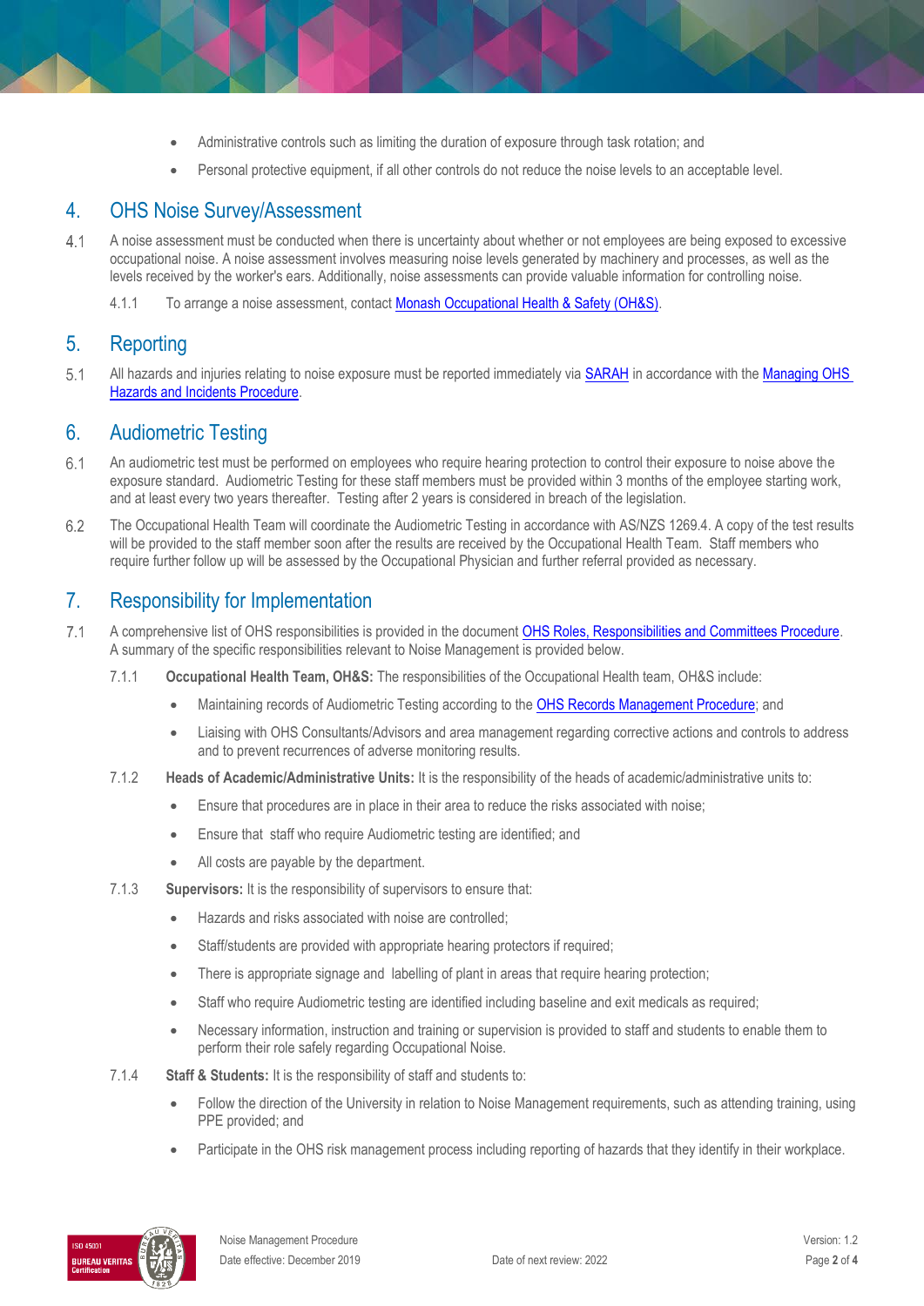- Administrative controls such as limiting the duration of exposure through task rotation; and
- Personal protective equipment, if all other controls do not reduce the noise levels to an acceptable level.

## 4. OHS Noise Survey/Assessment

4.1 A noise assessment must be conducted when there is uncertainty about whether or not employees are being exposed to excessive occupational noise. A noise assessment involves measuring noise levels generated by machinery and processes, as well as the levels received by the worker's ears. Additionally, noise assessments can provide valuable information for controlling noise.

4.1.1 To arrange a noise assessment, contact Monash Occupational Health & Safety (OH&S).

## 5. Reporting

5.1 All hazards and injuries relating to noise exposure must be reported immediately via SARAH in accordance with the Managing OHS Hazards and Incidents Procedure.

## 6. Audiometric Testing

6.1 An audiometric test must be performed on employees who require hearing protection to control their exposure to noise above the exposure standard. Audiometric Testing for these staff members must be provided within 3 months of the employee starting work, and at least every two years thereafter. Testing after 2 years is considered in breach of the legislation.

6.2 The Occupational Health Team will coordinate the Audiometric Testing in accordance with AS/NZS 1269.4. A copy of the test results will be provided to the staff member soon after the results are received by the Occupational Health Team. Staff members who require further follow up will be assessed by the Occupational Physician and further referral provided as necessary.

## 7. Responsibility for Implementation

7.1 A comprehensive list of OHS responsibilities is provided in the document OHS Roles, Responsibilities and Committees Procedure. A summary of the specific responsibilities relevant to Noise Management is provided below.

7.1.1 **Occupational Health Team, OH&S:** The responsibilities of the Occupational Health team, OH&S include:

- Maintaining records of Audiometric Testing according to the OHS Records Management Procedure; and
- Liaising with OHS Consultants/Advisors and area management regarding corrective actions and controls to address and to prevent recurrences of adverse monitoring results.

7.1.2 **Heads of Academic/Administrative Units:** It is the responsibility of the heads of academic/administrative units to:

- Ensure that procedures are in place in their area to reduce the risks associated with noise;
- Ensure that staff who require Audiometric testing are identified; and
- All costs are payable by the department.

7.1.3 **Supervisors:** It is the responsibility of supervisors to ensure that:

- Hazards and risks associated with noise are controlled;
- Staff/students are provided with appropriate hearing protectors if required;
- There is appropriate signage and labelling of plant in areas that require hearing protection;
- Staff who require Audiometric testing are identified including baseline and exit medicals as required;
- Necessary information, instruction and training or supervision is provided to staff and students to enable them to perform their role safely regarding Occupational Noise.

7.1.4 **Staff & Students:** It is the responsibility of staff and students to:

- Follow the direction of the University in relation to Noise Management requirements, such as attending training, using PPE provided; and
- Participate in the OHS risk management process including reporting of hazards that they identify in their workplace.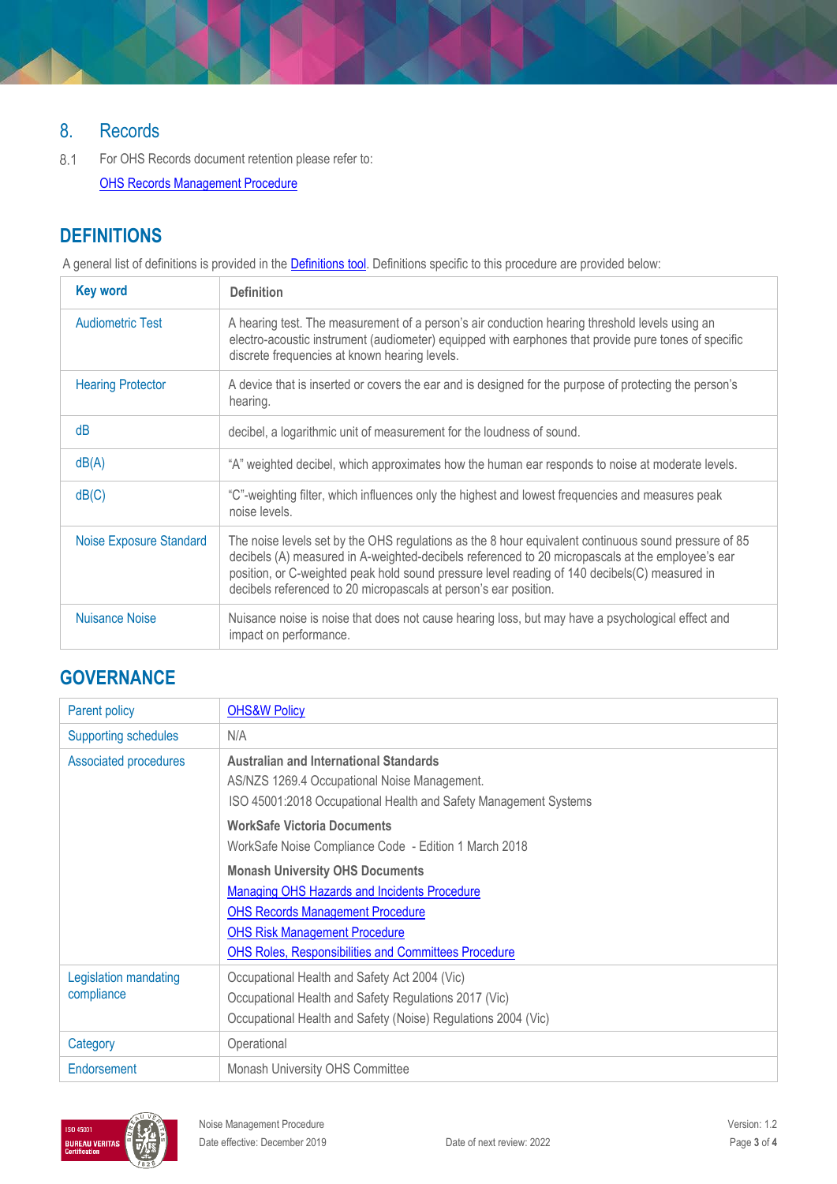## 8. Records

8.1 For OHS Records document retention please refer to:

OHS Records Management Procedure

## DEFINITIONS

A general list of definitions is provided in the Definitions tool. Definitions specific to this procedure are provided below:

| Key word | Definition |
|---|---|
| Audiometric Test | A hearing test. The measurement of a person's air conduction hearing threshold levels using an electro-acoustic instrument (audiometer) equipped with earphones that provide pure tones of specific discrete frequencies at known hearing levels. |
| Hearing Protector | A device that is inserted or covers the ear and is designed for the purpose of protecting the person's hearing. |
| dB | decibel, a logarithmic unit of measurement for the loudness of sound. |
| dB(A) | "A" weighted decibel, which approximates how the human ear responds to noise at moderate levels. |
| dB(C) | "C"-weighting filter, which influences only the highest and lowest frequencies and measures peak noise levels. |
| Noise Exposure Standard | The noise levels set by the OHS regulations as the 8 hour equivalent continuous sound pressure of 85 decibels (A) measured in A-weighted-decibels referenced to 20 micropascals at the employee's ear position, or C-weighted peak hold sound pressure level reading of 140 decibels(C) measured in decibels referenced to 20 micropascals at person's ear position. |
| Nuisance Noise | Nuisance noise is noise that does not cause hearing loss, but may have a psychological effect and impact on performance. |

## GOVERNANCE

| | |
|---|---|
| Parent policy | OHS&W Policy |
| Supporting schedules | N/A |
| Associated procedures | **Australian and International Standards**<br>AS/NZS 1269.4 Occupational Noise Management.<br>ISO 45001:2018 Occupational Health and Safety Management Systems<br>**WorkSafe Victoria Documents**<br>WorkSafe Noise Compliance Code - Edition 1 March 2018<br>**Monash University OHS Documents**<br>Managing OHS Hazards and Incidents Procedure<br>OHS Records Management Procedure<br>OHS Risk Management Procedure<br>OHS Roles, Responsibilities and Committees Procedure |
| Legislation mandating compliance | Occupational Health and Safety Act 2004 (Vic)<br>Occupational Health and Safety Regulations 2017 (Vic)<br>Occupational Health and Safety (Noise) Regulations 2004 (Vic) |
| Category | Operational |
| Endorsement | Monash University OHS Committee |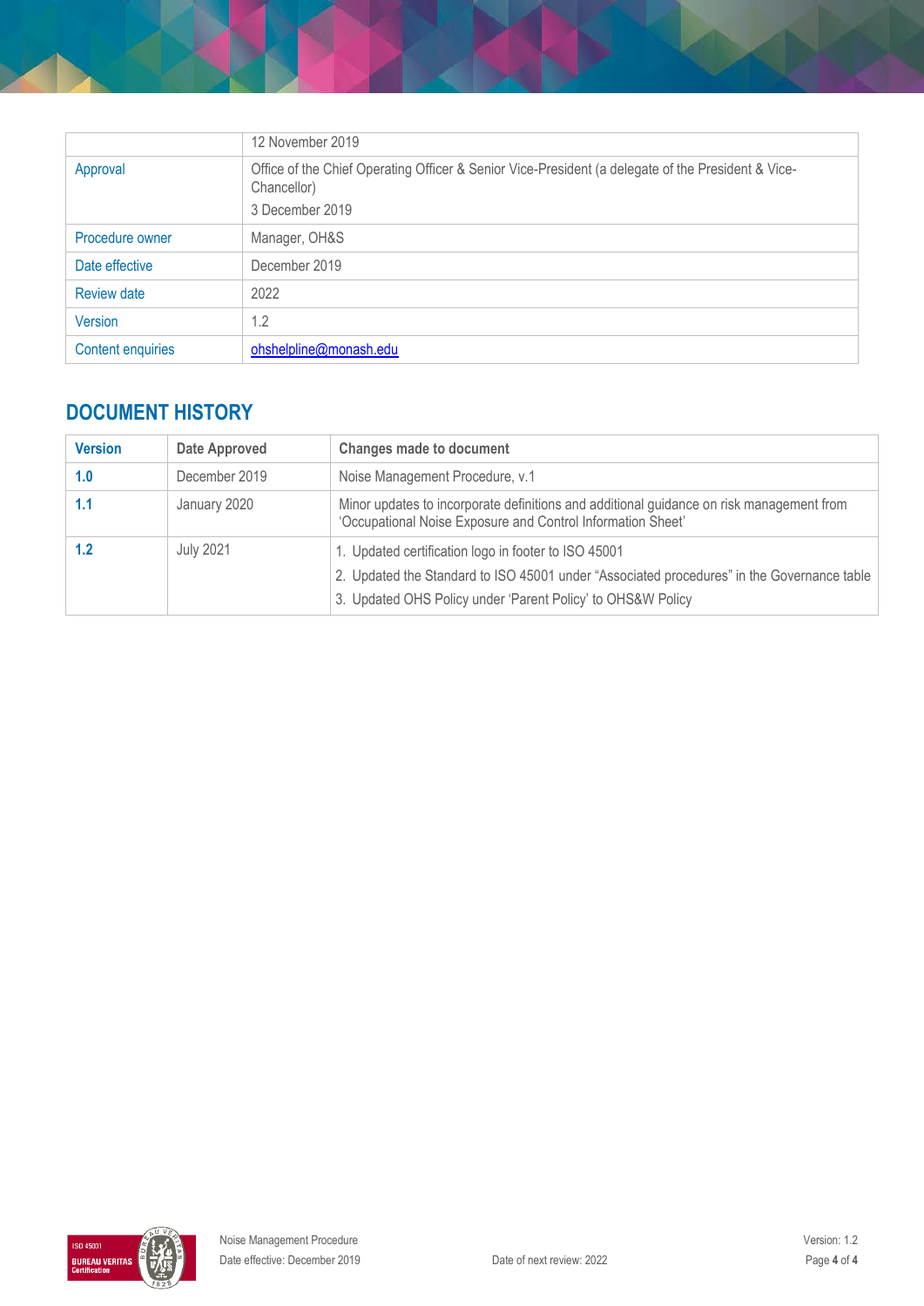| | |
|---|---|
| | 12 November 2019 |
| Approval | Office of the Chief Operating Officer & Senior Vice-President (a delegate of the President & Vice-Chancellor)<br>3 December 2019 |
| Procedure owner | Manager, OH&S |
| Date effective | December 2019 |
| Review date | 2022 |
| Version | 1.2 |
| Content enquiries | ohshelpline@monash.edu |

## DOCUMENT HISTORY

| Version | Date Approved | Changes made to document |
|---|---|---|
| **1.0** | December 2019 | Noise Management Procedure, v.1 |
| **1.1** | January 2020 | Minor updates to incorporate definitions and additional guidance on risk management from 'Occupational Noise Exposure and Control Information Sheet' |
| **1.2** | July 2021 | 1. Updated certification logo in footer to ISO 45001<br>2. Updated the Standard to ISO 45001 under "Associated procedures" in the Governance table<br>3. Updated OHS Policy under 'Parent Policy' to OHS&W Policy |